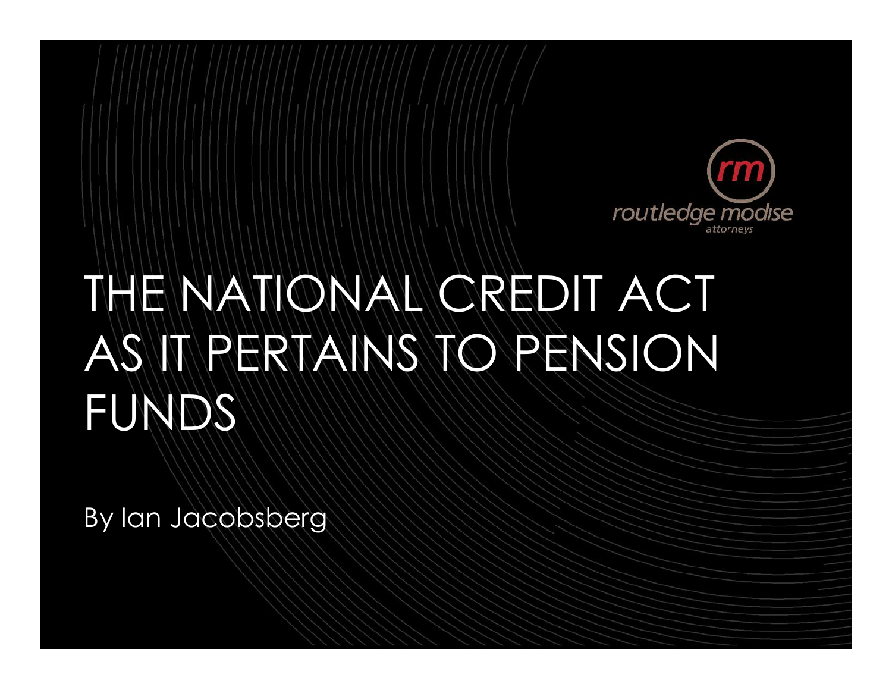routledge modise attorneys

# THE NATIONAL CREDIT ACT AS IT PERTAINS TO PENSION FUNDS

By Ian Jacobsberg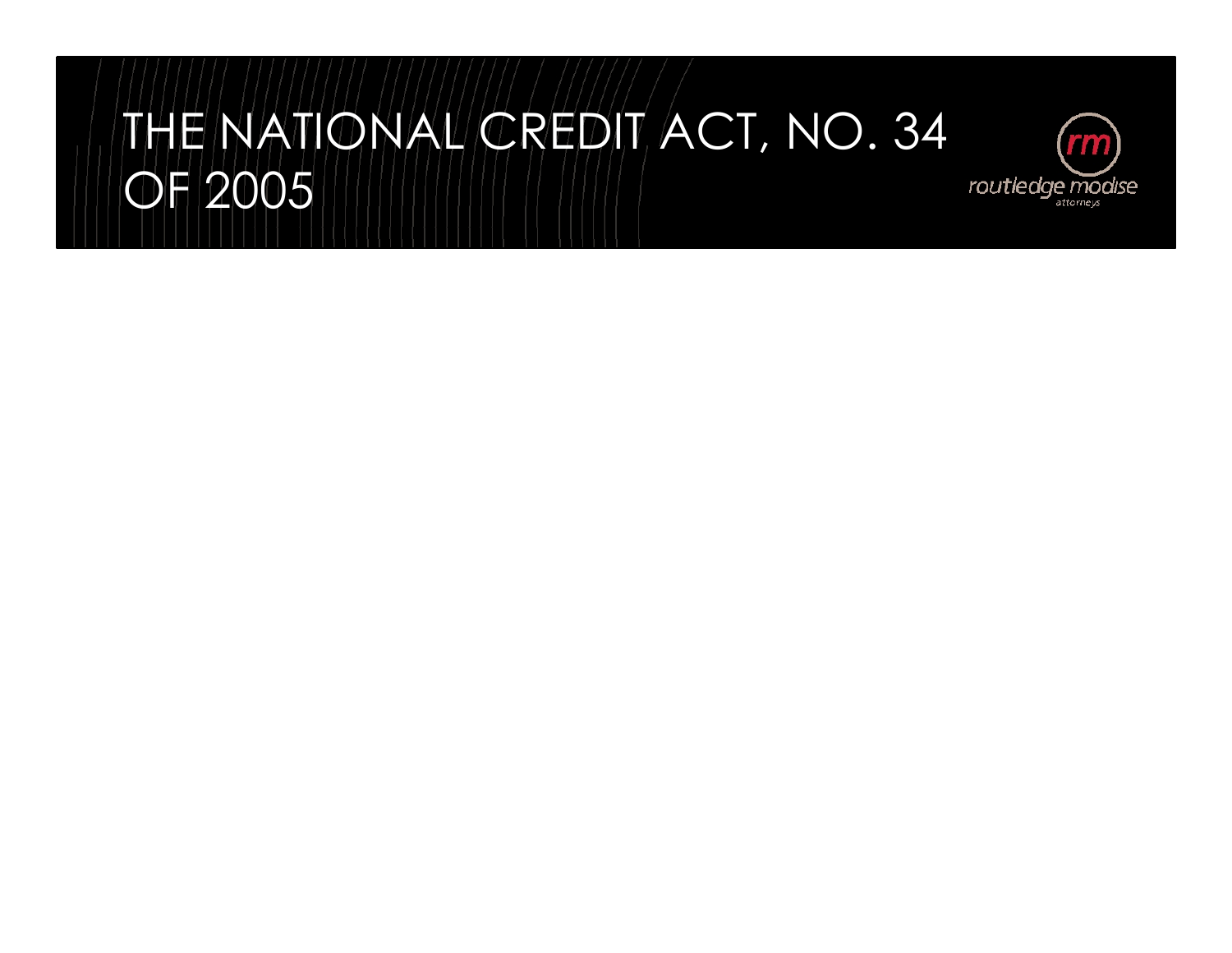# THE NATIONAL CREDIT ACT, NO. 34 OF 2005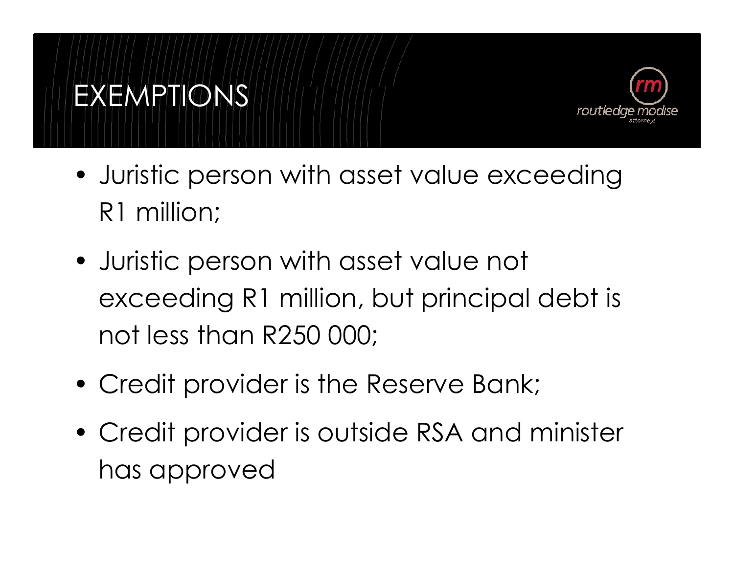# EXEMPTIONS

- Juristic person with asset value exceeding R1 million;
- Juristic person with asset value not exceeding R1 million, but principal debt is not less than R250 000;
- Credit provider is the Reserve Bank;
- Credit provider is outside RSA and minister has approved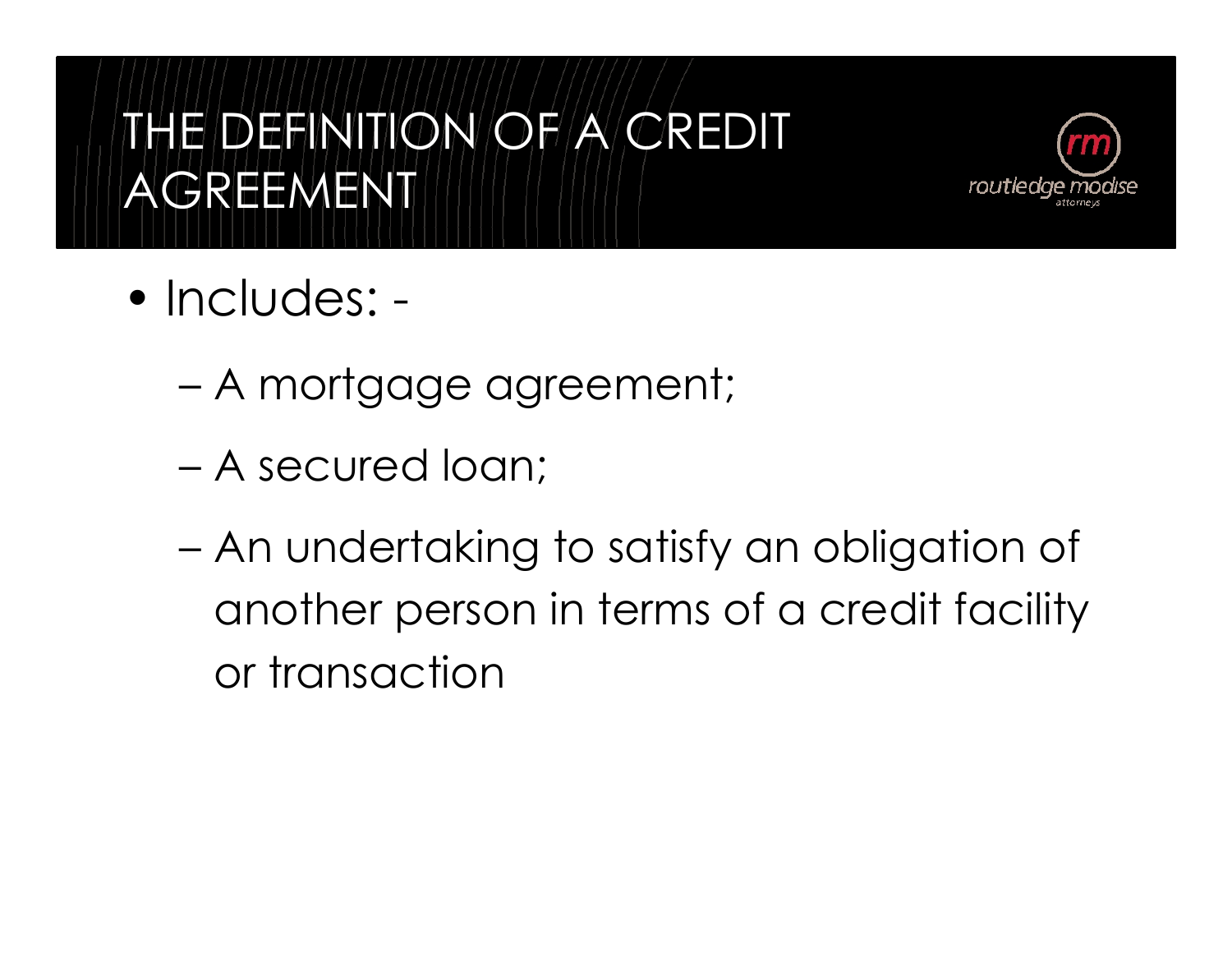# THE DEFINITION OF A CREDIT AGREEMENT

- Includes: -
  - A mortgage agreement;
  - A secured loan;
  - An undertaking to satisfy an obligation of another person in terms of a credit facility or transaction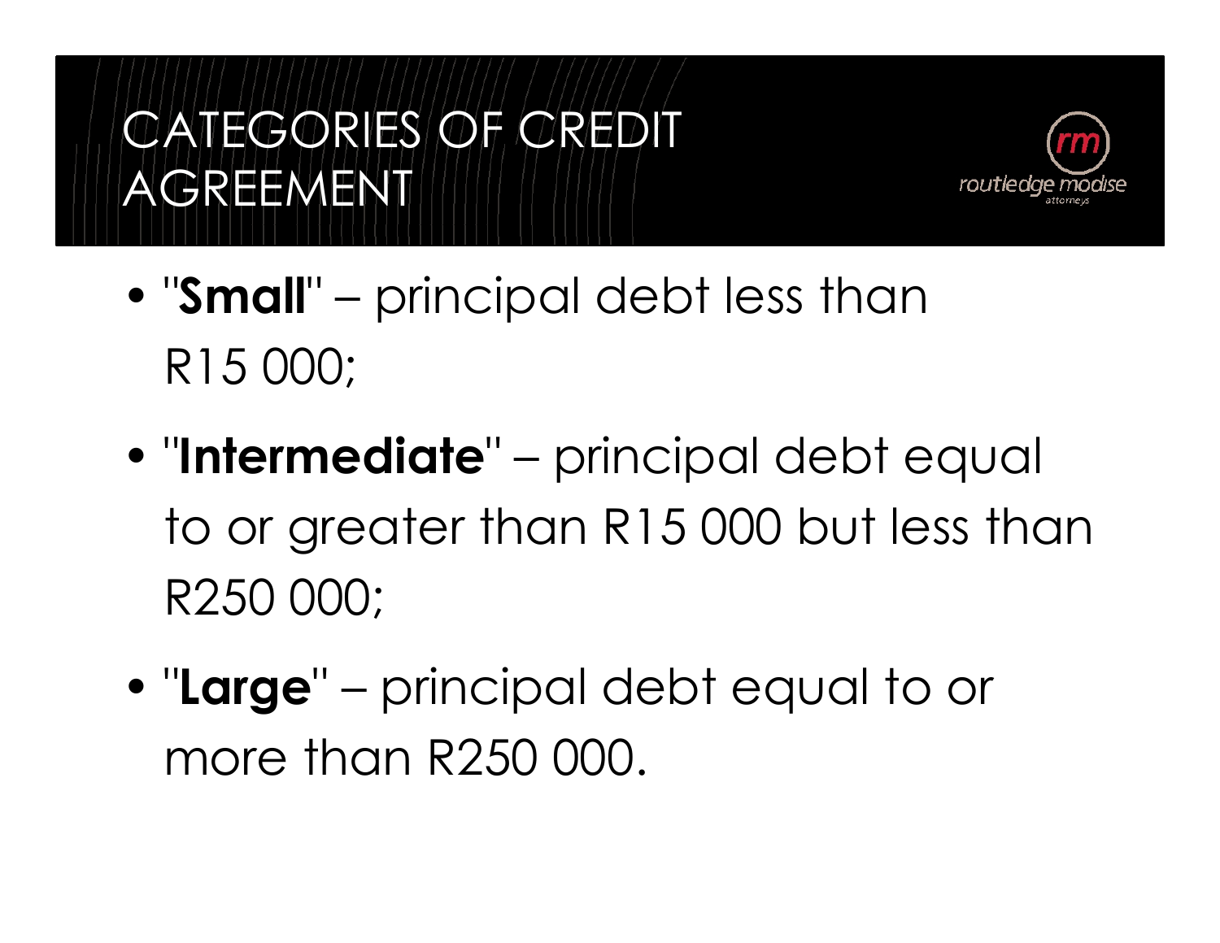# CATEGORIES OF CREDIT AGREEMENT

- "**Small**" – principal debt less than R15 000;
- "**Intermediate**" – principal debt equal to or greater than R15 000 but less than R250 000;
- "**Large**" – principal debt equal to or more than R250 000.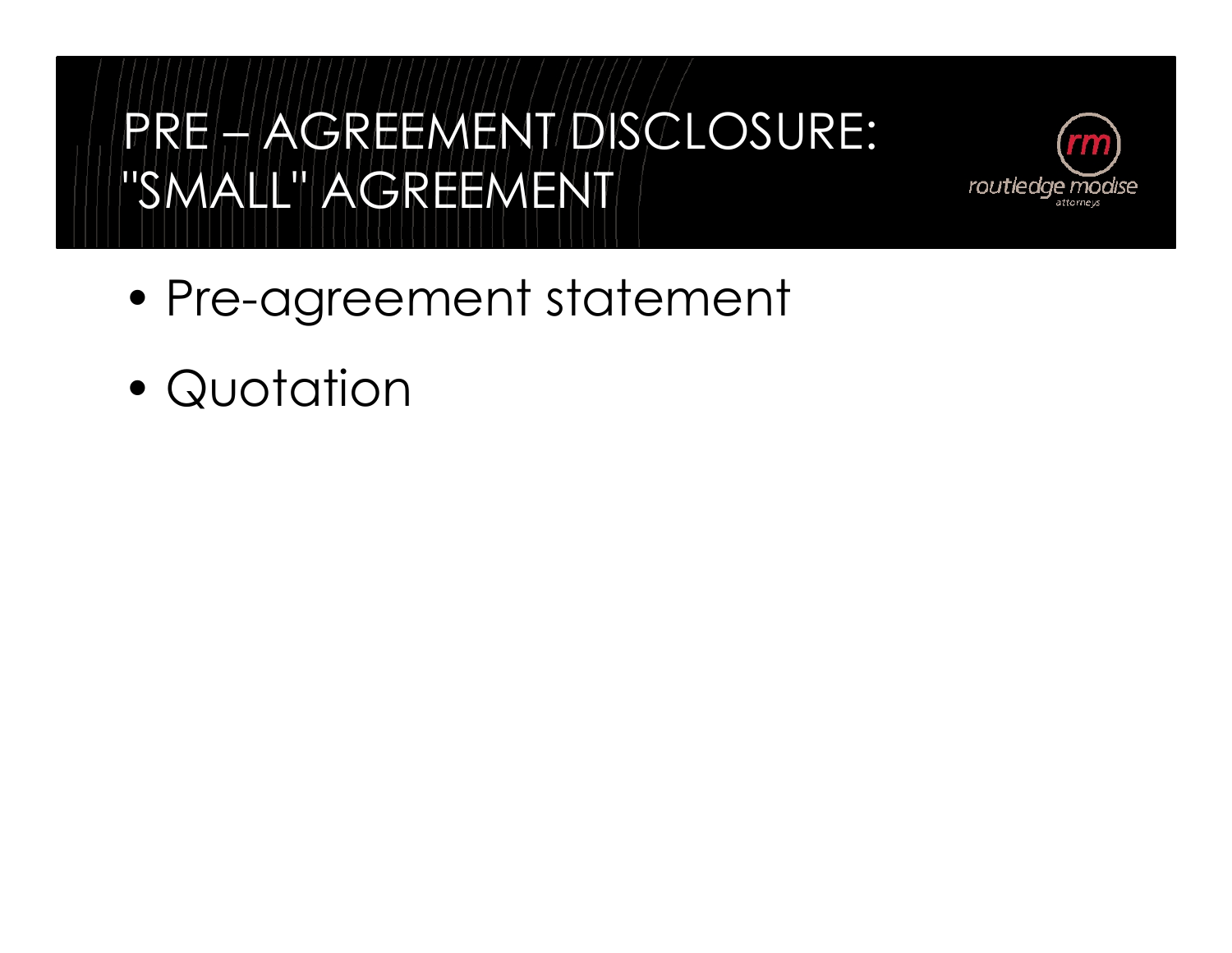# PRE – AGREEMENT DISCLOSURE: "SMALL" AGREEMENT

- Pre-agreement statement
- Quotation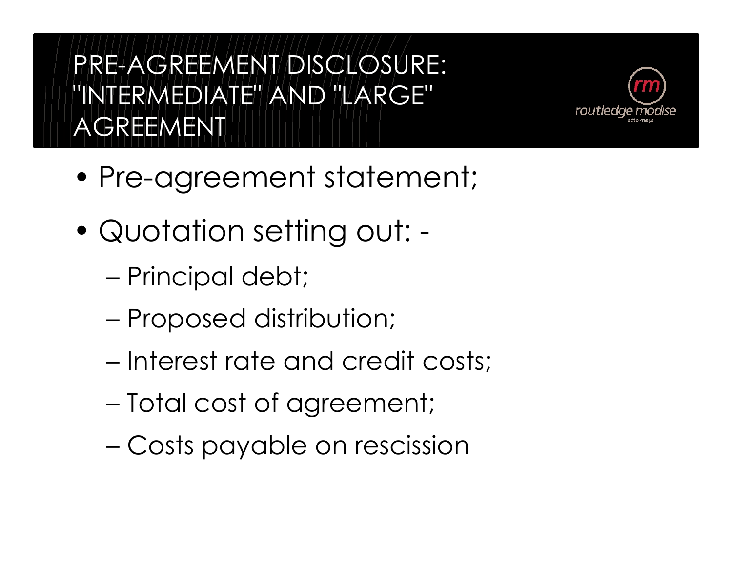# PRE-AGREEMENT DISCLOSURE: "INTERMEDIATE" AND "LARGE" AGREEMENT

- Pre-agreement statement;
- Quotation setting out: -
  - Principal debt;
  - Proposed distribution;
  - Interest rate and credit costs;
  - Total cost of agreement;
  - Costs payable on rescission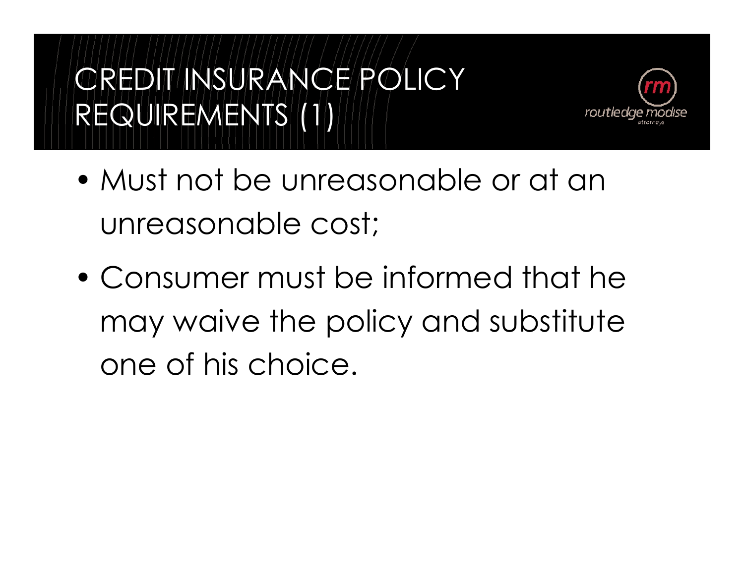# CREDIT INSURANCE POLICY REQUIREMENTS (1)

- Must not be unreasonable or at an unreasonable cost;
- Consumer must be informed that he may waive the policy and substitute one of his choice.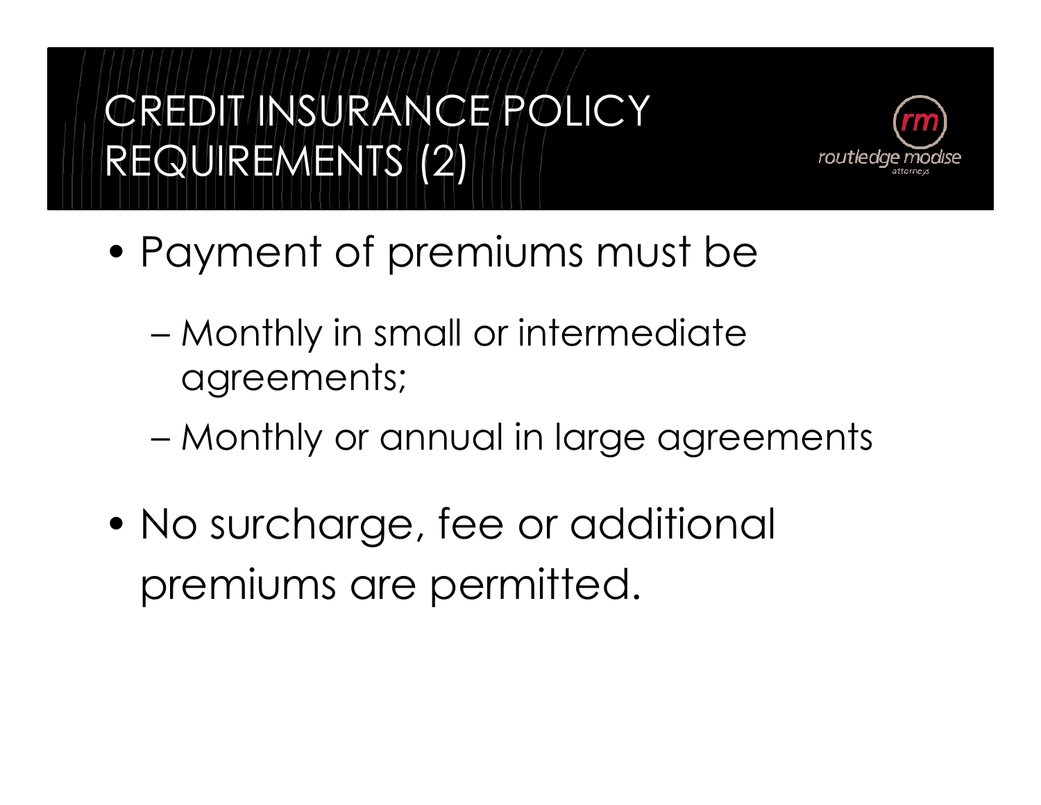# CREDIT INSURANCE POLICY REQUIREMENTS (2)

- Payment of premiums must be
  - Monthly in small or intermediate agreements;
  - Monthly or annual in large agreements
- No surcharge, fee or additional premiums are permitted.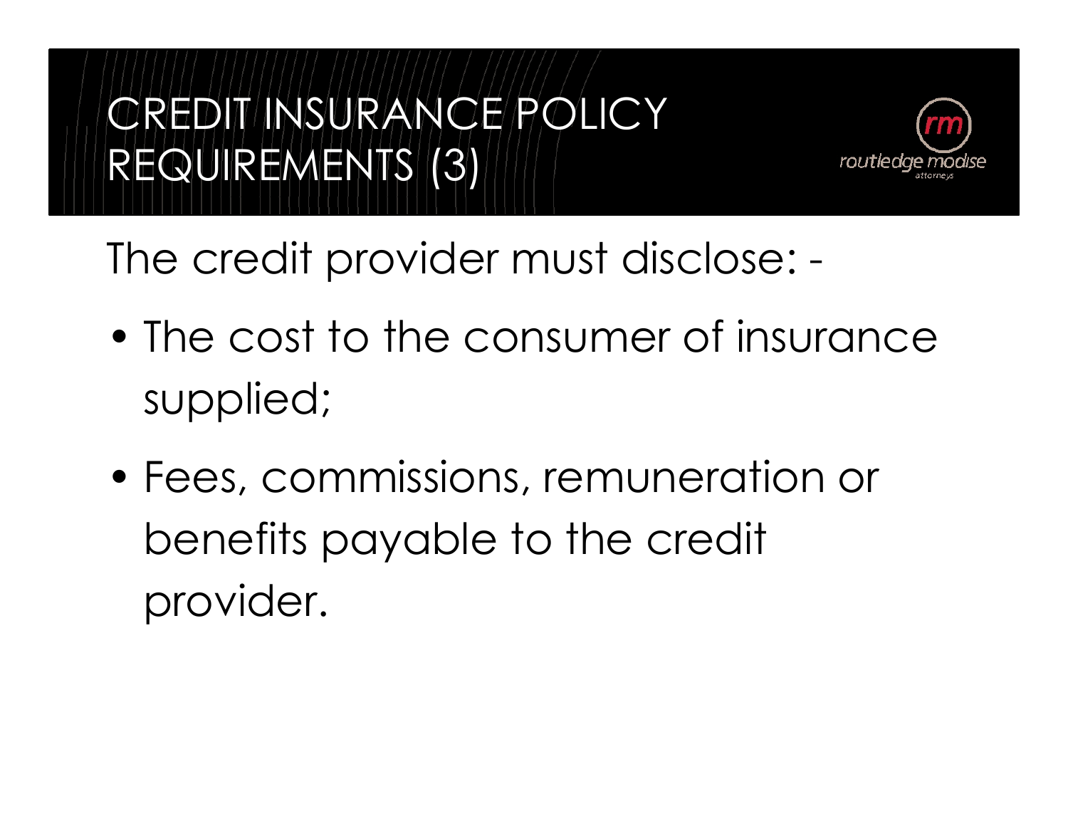# CREDIT INSURANCE POLICY REQUIREMENTS (3)

The credit provider must disclose: -

- The cost to the consumer of insurance supplied;
- Fees, commissions, remuneration or benefits payable to the credit provider.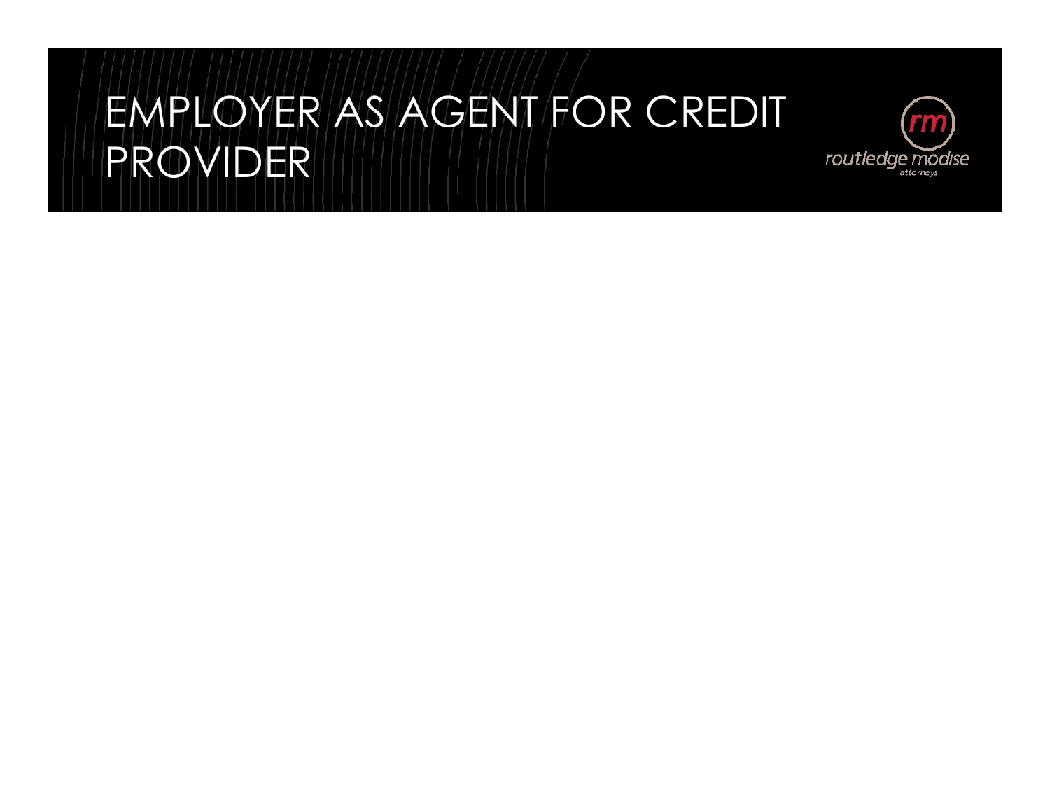# EMPLOYER AS AGENT FOR CREDIT PROVIDER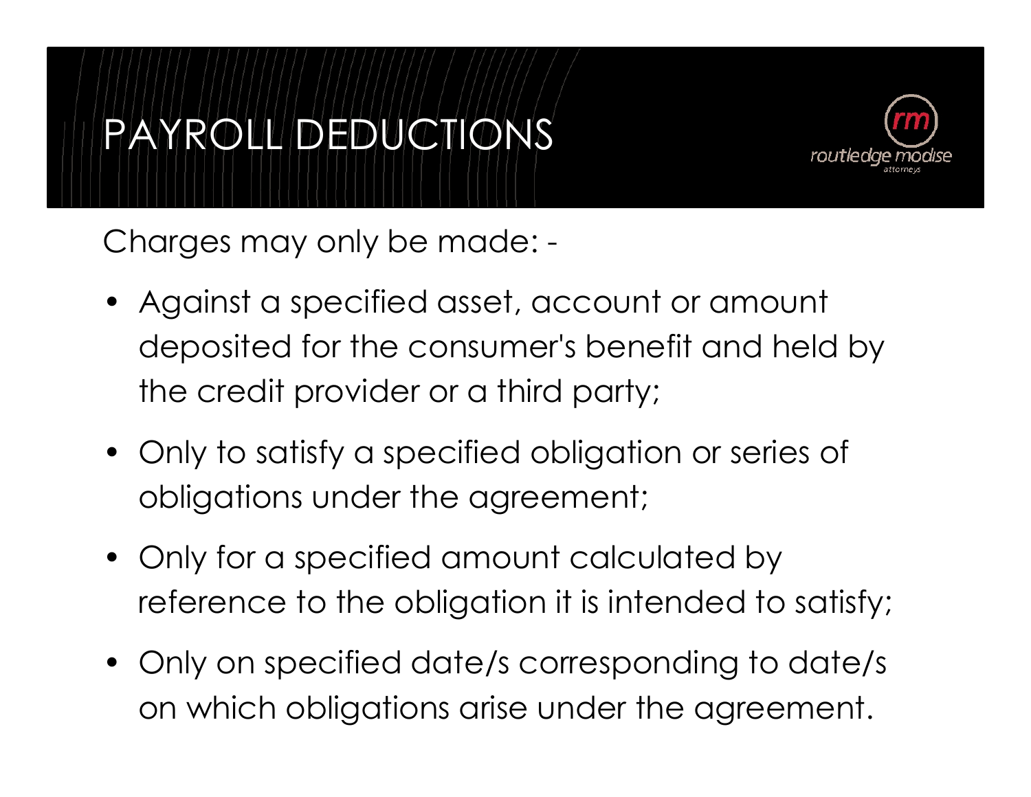# PAYROLL DEDUCTIONS

Charges may only be made: -

- Against a specified asset, account or amount deposited for the consumer's benefit and held by the credit provider or a third party;
- Only to satisfy a specified obligation or series of obligations under the agreement;
- Only for a specified amount calculated by reference to the obligation it is intended to satisfy;
- Only on specified date/s corresponding to date/s on which obligations arise under the agreement.